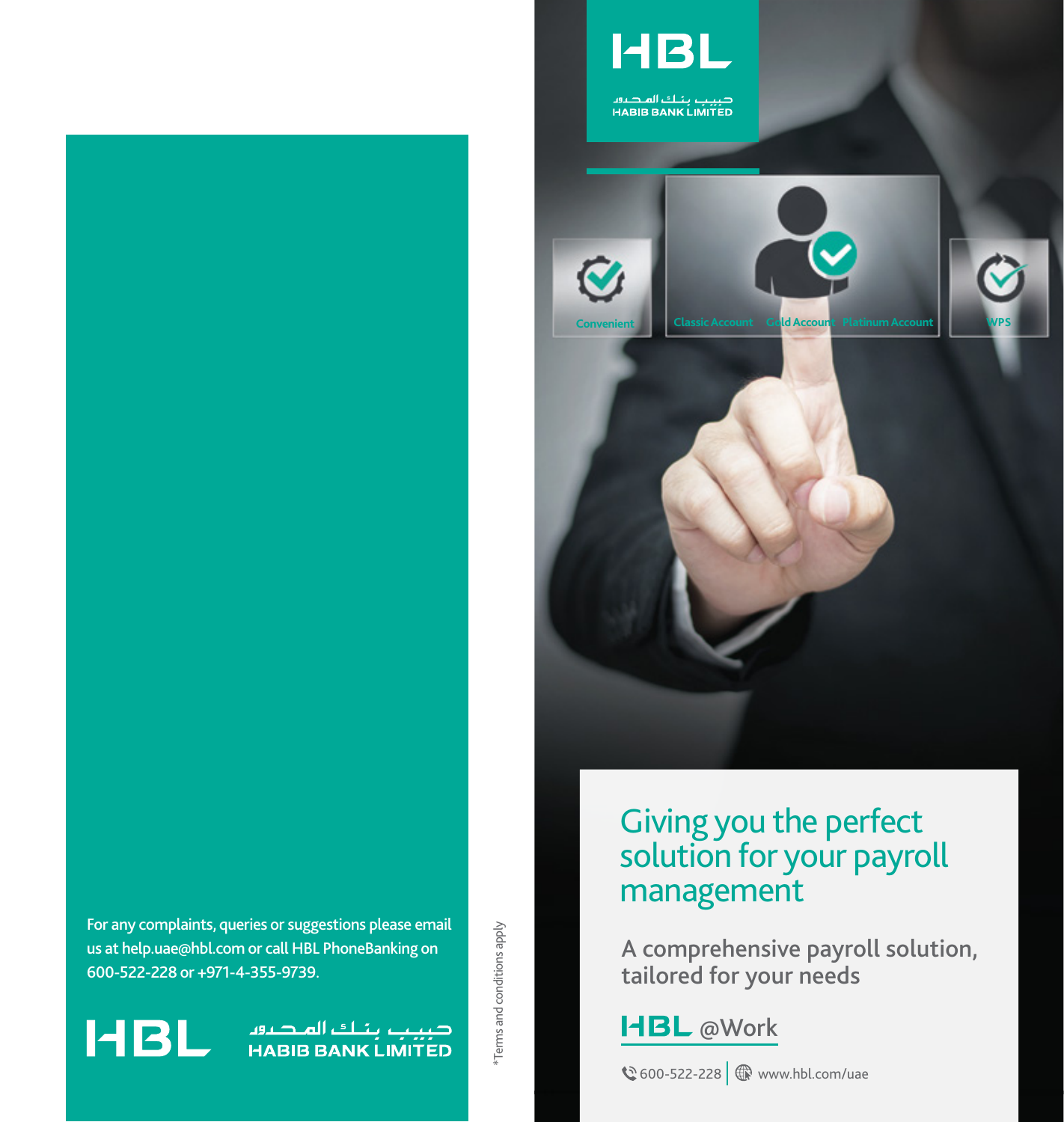For any complaints, queries or suggestions please email us at help.uae@hbl.com or call HBL PhoneBanking on 600-522-228 or +971-4-355-9739.

HBL حبيب بنك المحدود HABIB BANK LIMITED

*Terms and conditions apply

HBL

حبيب بنك المحدود
HABIB BANK LIMITED

Convenient

Classic Account Gold Account Platinum Account

WPS

# Giving you the perfect solution for your payroll management

## A comprehensive payroll solution, tailored for your needs

HBL @Work

600-522-228 | www.hbl.com/uae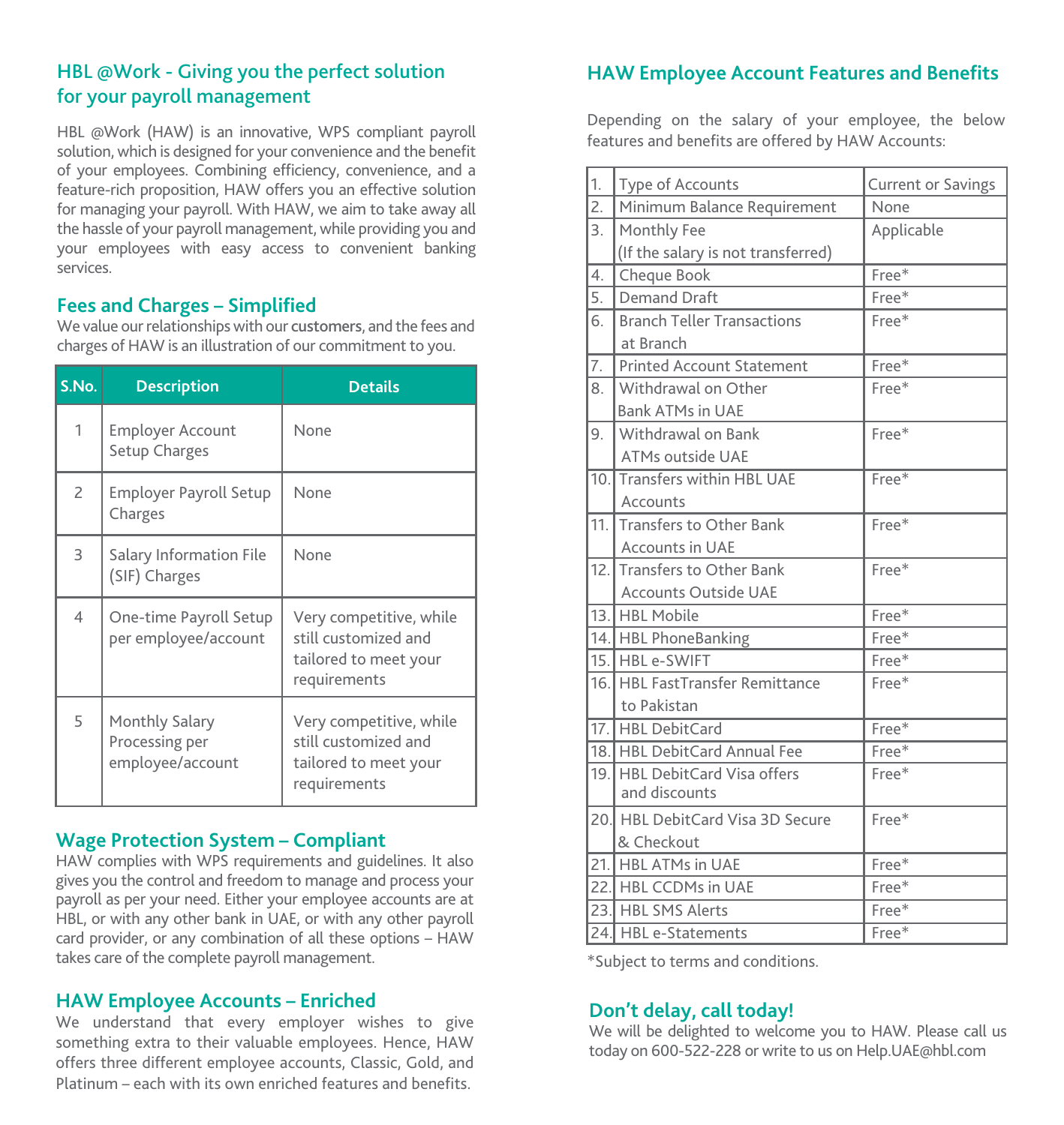## HBL @Work - Giving you the perfect solution for your payroll management

HBL @Work (HAW) is an innovative, WPS compliant payroll solution, which is designed for your convenience and the benefit of your employees. Combining efficiency, convenience, and a feature-rich proposition, HAW offers you an effective solution for managing your payroll. With HAW, we aim to take away all the hassle of your payroll management, while providing you and your employees with easy access to convenient banking services.

## Fees and Charges – Simplified

We value our relationships with our customers, and the fees and charges of HAW is an illustration of our commitment to you.

| S.No. | Description | Details |
|---|---|---|
| 1 | Employer Account Setup Charges | None |
| 2 | Employer Payroll Setup Charges | None |
| 3 | Salary Information File (SIF) Charges | None |
| 4 | One-time Payroll Setup per employee/account | Very competitive, while still customized and tailored to meet your requirements |
| 5 | Monthly Salary Processing per employee/account | Very competitive, while still customized and tailored to meet your requirements |

## Wage Protection System – Compliant

HAW complies with WPS requirements and guidelines. It also gives you the control and freedom to manage and process your payroll as per your need. Either your employee accounts are at HBL, or with any other bank in UAE, or with any other payroll card provider, or any combination of all these options – HAW takes care of the complete payroll management.

## HAW Employee Accounts – Enriched

We understand that every employer wishes to give something extra to their valuable employees. Hence, HAW offers three different employee accounts, Classic, Gold, and Platinum – each with its own enriched features and benefits.

## HAW Employee Account Features and Benefits

Depending on the salary of your employee, the below features and benefits are offered by HAW Accounts:

| | | |
|---|---|---|
| 1. | Type of Accounts | Current or Savings |
| 2. | Minimum Balance Requirement | None |
| 3. | Monthly Fee (If the salary is not transferred) | Applicable |
| 4. | Cheque Book | Free* |
| 5. | Demand Draft | Free* |
| 6. | Branch Teller Transactions at Branch | Free* |
| 7. | Printed Account Statement | Free* |
| 8. | Withdrawal on Other Bank ATMs in UAE | Free* |
| 9. | Withdrawal on Bank ATMs outside UAE | Free* |
| 10. | Transfers within HBL UAE Accounts | Free* |
| 11. | Transfers to Other Bank Accounts in UAE | Free* |
| 12. | Transfers to Other Bank Accounts Outside UAE | Free* |
| 13. | HBL Mobile | Free* |
| 14. | HBL PhoneBanking | Free* |
| 15. | HBL e-SWIFT | Free* |
| 16. | HBL FastTransfer Remittance to Pakistan | Free* |
| 17. | HBL DebitCard | Free* |
| 18. | HBL DebitCard Annual Fee | Free* |
| 19. | HBL DebitCard Visa offers and discounts | Free* |
| 20. | HBL DebitCard Visa 3D Secure & Checkout | Free* |
| 21. | HBL ATMs in UAE | Free* |
| 22. | HBL CCDMs in UAE | Free* |
| 23. | HBL SMS Alerts | Free* |
| 24. | HBL e-Statements | Free* |

*Subject to terms and conditions.

## Don't delay, call today!

We will be delighted to welcome you to HAW. Please call us today on 600-522-228 or write to us on Help.UAE@hbl.com